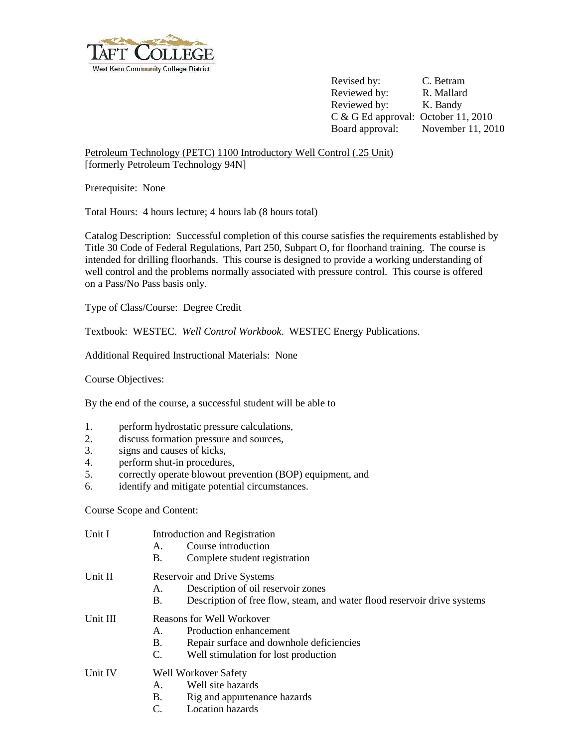Revised by: C. Betram
Reviewed by: R. Mallard
Reviewed by: K. Bandy
C & G Ed approval: October 11, 2010
Board approval: November 11, 2010

Petroleum Technology (PETC) 1100 Introductory Well Control (.25 Unit)
[formerly Petroleum Technology 94N]

Prerequisite: None

Total Hours: 4 hours lecture; 4 hours lab (8 hours total)

Catalog Description: Successful completion of this course satisfies the requirements established by Title 30 Code of Federal Regulations, Part 250, Subpart O, for floorhand training. The course is intended for drilling floorhands. This course is designed to provide a working understanding of well control and the problems normally associated with pressure control. This course is offered on a Pass/No Pass basis only.

Type of Class/Course: Degree Credit

Textbook: WESTEC. *Well Control Workbook*. WESTEC Energy Publications.

Additional Required Instructional Materials: None

Course Objectives:

By the end of the course, a successful student will be able to

1. perform hydrostatic pressure calculations,
2. discuss formation pressure and sources,
3. signs and causes of kicks,
4. perform shut-in procedures,
5. correctly operate blowout prevention (BOP) equipment, and
6. identify and mitigate potential circumstances.

Course Scope and Content:

Unit I Introduction and Registration
- A. Course introduction
- B. Complete student registration

Unit II Reservoir and Drive Systems
- A. Description of oil reservoir zones
- B. Description of free flow, steam, and water flood reservoir drive systems

Unit III Reasons for Well Workover
- A. Production enhancement
- B. Repair surface and downhole deficiencies
- C. Well stimulation for lost production

Unit IV Well Workover Safety
- A. Well site hazards
- B. Rig and appurtenance hazards
- C. Location hazards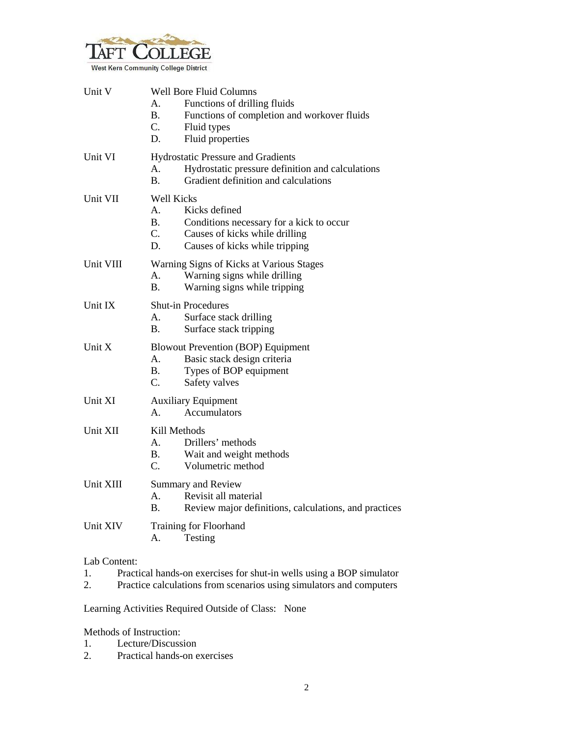Unit V Well Bore Fluid Columns

A. Functions of drilling fluids
B. Functions of completion and workover fluids
C. Fluid types
D. Fluid properties

Unit VI Hydrostatic Pressure and Gradients

A. Hydrostatic pressure definition and calculations
B. Gradient definition and calculations

Unit VII Well Kicks

A. Kicks defined
B. Conditions necessary for a kick to occur
C. Causes of kicks while drilling
D. Causes of kicks while tripping

Unit VIII Warning Signs of Kicks at Various Stages

A. Warning signs while drilling
B. Warning signs while tripping

Unit IX Shut-in Procedures

A. Surface stack drilling
B. Surface stack tripping

Unit X Blowout Prevention (BOP) Equipment

A. Basic stack design criteria
B. Types of BOP equipment
C. Safety valves

Unit XI Auxiliary Equipment

A. Accumulators

Unit XII Kill Methods

A. Drillers' methods
B. Wait and weight methods
C. Volumetric method

Unit XIII Summary and Review

A. Revisit all material
B. Review major definitions, calculations, and practices

Unit XIV Training for Floorhand

A. Testing

Lab Content:

1. Practical hands-on exercises for shut-in wells using a BOP simulator
2. Practice calculations from scenarios using simulators and computers

Learning Activities Required Outside of Class: None

Methods of Instruction:

1. Lecture/Discussion
2. Practical hands-on exercises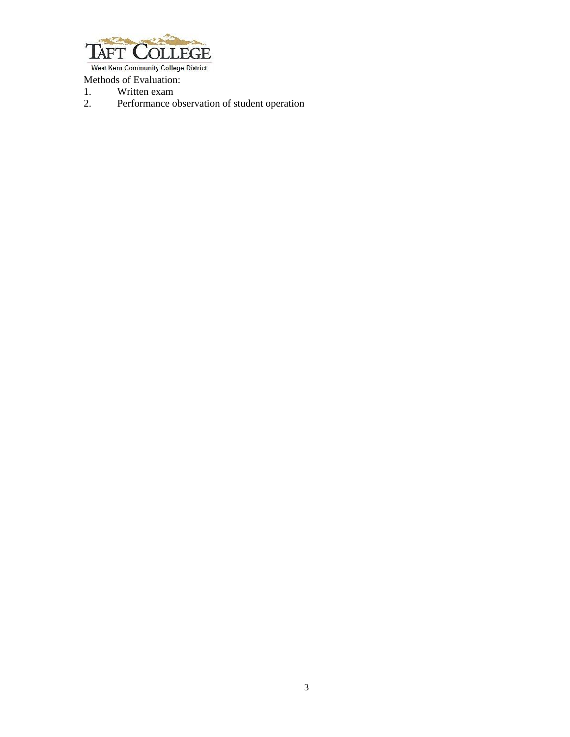Methods of Evaluation:

1. Written exam
2. Performance observation of student operation